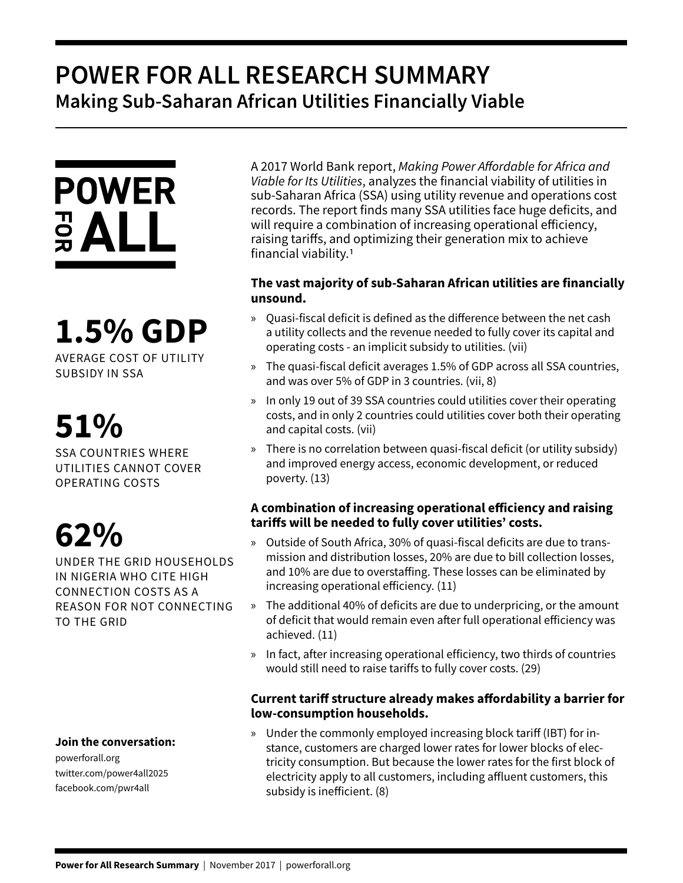# POWER FOR ALL RESEARCH SUMMARY

## Making Sub-Saharan African Utilities Financially Viable

POWER FOR ALL

**1.5% GDP**

AVERAGE COST OF UTILITY SUBSIDY IN SSA

**51%**

SSA COUNTRIES WHERE UTILITIES CANNOT COVER OPERATING COSTS

**62%**

UNDER THE GRID HOUSEHOLDS IN NIGERIA WHO CITE HIGH CONNECTION COSTS AS A REASON FOR NOT CONNECTING TO THE GRID

A 2017 World Bank report, *Making Power Affordable for Africa and Viable for Its Utilities*, analyzes the financial viability of utilities in sub-Saharan Africa (SSA) using utility revenue and operations cost records. The report finds many SSA utilities face huge deficits, and will require a combination of increasing operational efficiency, raising tariffs, and optimizing their generation mix to achieve financial viability.[1]

### The vast majority of sub-Saharan African utilities are financially unsound.

- Quasi-fiscal deficit is defined as the difference between the net cash a utility collects and the revenue needed to fully cover its capital and operating costs - an implicit subsidy to utilities. (vii)
- The quasi-fiscal deficit averages 1.5% of GDP across all SSA countries, and was over 5% of GDP in 3 countries. (vii, 8)
- In only 19 out of 39 SSA countries could utilities cover their operating costs, and in only 2 countries could utilities cover both their operating and capital costs. (vii)
- There is no correlation between quasi-fiscal deficit (or utility subsidy) and improved energy access, economic development, or reduced poverty. (13)

### A combination of increasing operational efficiency and raising tariffs will be needed to fully cover utilities' costs.

- Outside of South Africa, 30% of quasi-fiscal deficits are due to transmission and distribution losses, 20% are due to bill collection losses, and 10% are due to overstaffing. These losses can be eliminated by increasing operational efficiency. (11)
- The additional 40% of deficits are due to underpricing, or the amount of deficit that would remain even after full operational efficiency was achieved. (11)
- In fact, after increasing operational efficiency, two thirds of countries would still need to raise tariffs to fully cover costs. (29)

### Current tariff structure already makes affordability a barrier for low-consumption households.

- Under the commonly employed increasing block tariff (IBT) for instance, customers are charged lower rates for lower blocks of electricity consumption. But because the lower rates for the first block of electricity apply to all customers, including affluent customers, this subsidy is inefficient. (8)

**Join the conversation:**

powerforall.org
twitter.com/power4all2025
facebook.com/pwr4all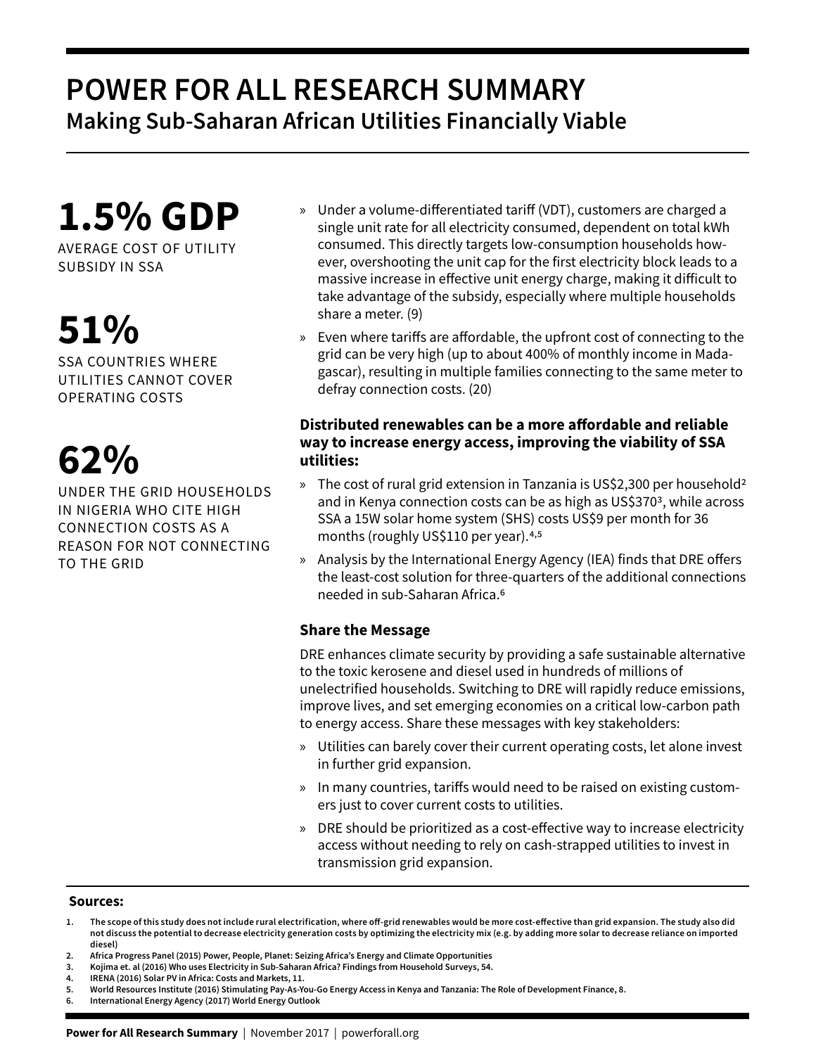# POWER FOR ALL RESEARCH SUMMARY

## Making Sub-Saharan African Utilities Financially Viable

**1.5% GDP**

AVERAGE COST OF UTILITY SUBSIDY IN SSA

**51%**

SSA COUNTRIES WHERE UTILITIES CANNOT COVER OPERATING COSTS

**62%**

UNDER THE GRID HOUSEHOLDS IN NIGERIA WHO CITE HIGH CONNECTION COSTS AS A REASON FOR NOT CONNECTING TO THE GRID

» Under a volume-differentiated tariff (VDT), customers are charged a single unit rate for all electricity consumed, dependent on total kWh consumed. This directly targets low-consumption households however, overshooting the unit cap for the first electricity block leads to a massive increase in effective unit energy charge, making it difficult to take advantage of the subsidy, especially where multiple households share a meter. (9)

» Even where tariffs are affordable, the upfront cost of connecting to the grid can be very high (up to about 400% of monthly income in Madagascar), resulting in multiple families connecting to the same meter to defray connection costs. (20)

### Distributed renewables can be a more affordable and reliable way to increase energy access, improving the viability of SSA utilities:

» The cost of rural grid extension in Tanzania is US$2,300 per household[2] and in Kenya connection costs can be as high as US$370[3], while across SSA a 15W solar home system (SHS) costs US$9 per month for 36 months (roughly US$110 per year).[4,5]

» Analysis by the International Energy Agency (IEA) finds that DRE offers the least-cost solution for three-quarters of the additional connections needed in sub-Saharan Africa.[6]

### Share the Message

DRE enhances climate security by providing a safe sustainable alternative to the toxic kerosene and diesel used in hundreds of millions of unelectrified households. Switching to DRE will rapidly reduce emissions, improve lives, and set emerging economies on a critical low-carbon path to energy access. Share these messages with key stakeholders:

» Utilities can barely cover their current operating costs, let alone invest in further grid expansion.

» In many countries, tariffs would need to be raised on existing customers just to cover current costs to utilities.

» DRE should be prioritized as a cost-effective way to increase electricity access without needing to rely on cash-strapped utilities to invest in transmission grid expansion.

**Sources:**

1. The scope of this study does not include rural electrification, where off-grid renewables would be more cost-effective than grid expansion. The study also did not discuss the potential to decrease electricity generation costs by optimizing the electricity mix (e.g. by adding more solar to decrease reliance on imported diesel)
2. Africa Progress Panel (2015) Power, People, Planet: Seizing Africa's Energy and Climate Opportunities
3. Kojima et. al (2016) Who uses Electricity in Sub-Saharan Africa? Findings from Household Surveys, 54.
4. IRENA (2016) Solar PV in Africa: Costs and Markets, 11.
5. World Resources Institute (2016) Stimulating Pay-As-You-Go Energy Access in Kenya and Tanzania: The Role of Development Finance, 8.
6. International Energy Agency (2017) World Energy Outlook

**Power for All Research Summary** | November 2017 | powerforall.org